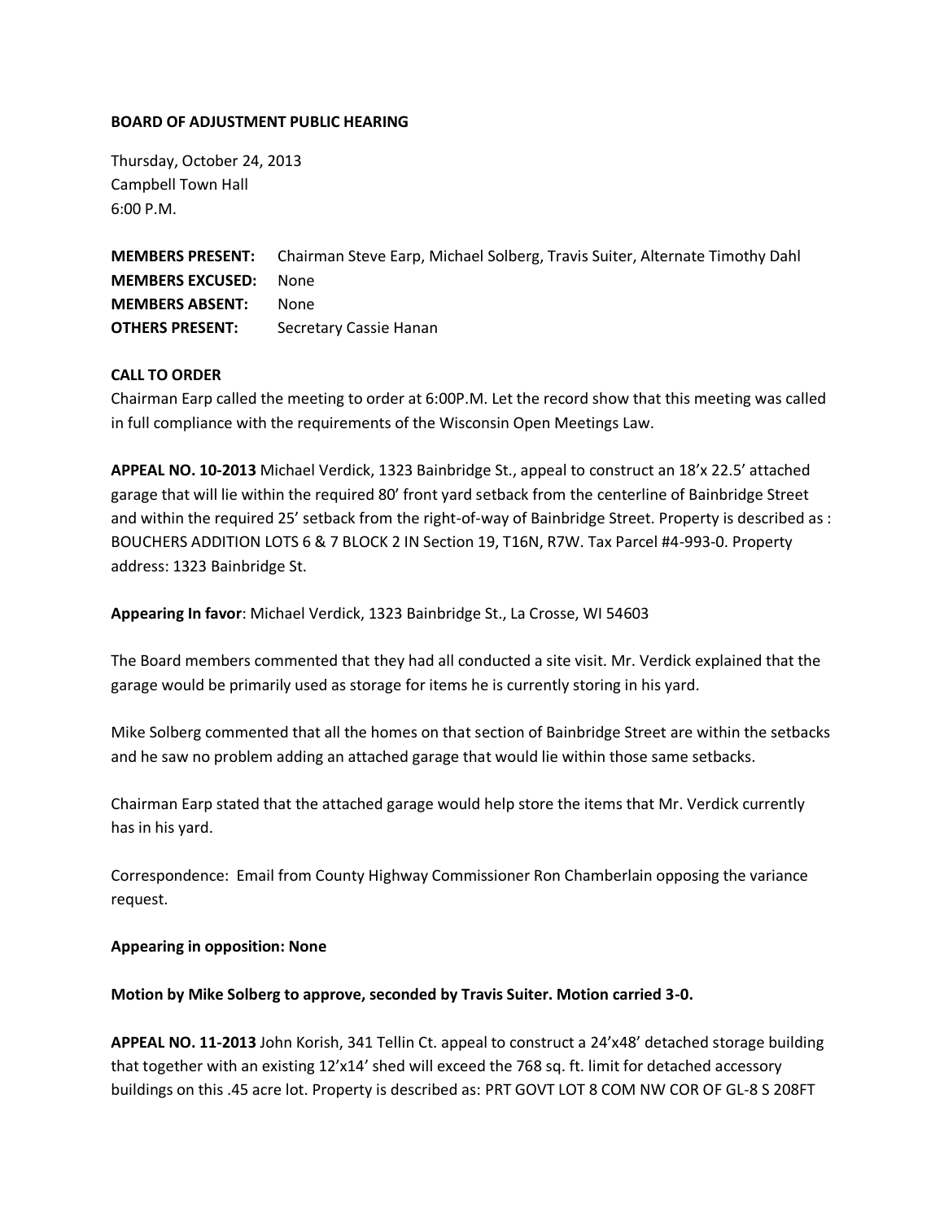**BOARD OF ADJUSTMENT PUBLIC HEARING**

Thursday, October 24, 2013
Campbell Town Hall
6:00 P.M.

**MEMBERS PRESENT:** Chairman Steve Earp, Michael Solberg, Travis Suiter, Alternate Timothy Dahl
**MEMBERS EXCUSED:** None
**MEMBERS ABSENT:** None
**OTHERS PRESENT:** Secretary Cassie Hanan

**CALL TO ORDER**
Chairman Earp called the meeting to order at 6:00P.M. Let the record show that this meeting was called in full compliance with the requirements of the Wisconsin Open Meetings Law.

**APPEAL NO. 10-2013** Michael Verdick, 1323 Bainbridge St., appeal to construct an 18'x 22.5' attached garage that will lie within the required 80' front yard setback from the centerline of Bainbridge Street and within the required 25' setback from the right-of-way of Bainbridge Street. Property is described as : BOUCHERS ADDITION LOTS 6 & 7 BLOCK 2 IN Section 19, T16N, R7W. Tax Parcel #4-993-0. Property address: 1323 Bainbridge St.

**Appearing In favor**: Michael Verdick, 1323 Bainbridge St., La Crosse, WI 54603

The Board members commented that they had all conducted a site visit. Mr. Verdick explained that the garage would be primarily used as storage for items he is currently storing in his yard.

Mike Solberg commented that all the homes on that section of Bainbridge Street are within the setbacks and he saw no problem adding an attached garage that would lie within those same setbacks.

Chairman Earp stated that the attached garage would help store the items that Mr. Verdick currently has in his yard.

Correspondence: Email from County Highway Commissioner Ron Chamberlain opposing the variance request.

**Appearing in opposition: None**

**Motion by Mike Solberg to approve, seconded by Travis Suiter. Motion carried 3-0.**

**APPEAL NO. 11-2013** John Korish, 341 Tellin Ct. appeal to construct a 24'x48' detached storage building that together with an existing 12'x14' shed will exceed the 768 sq. ft. limit for detached accessory buildings on this .45 acre lot. Property is described as: PRT GOVT LOT 8 COM NW COR OF GL-8 S 208FT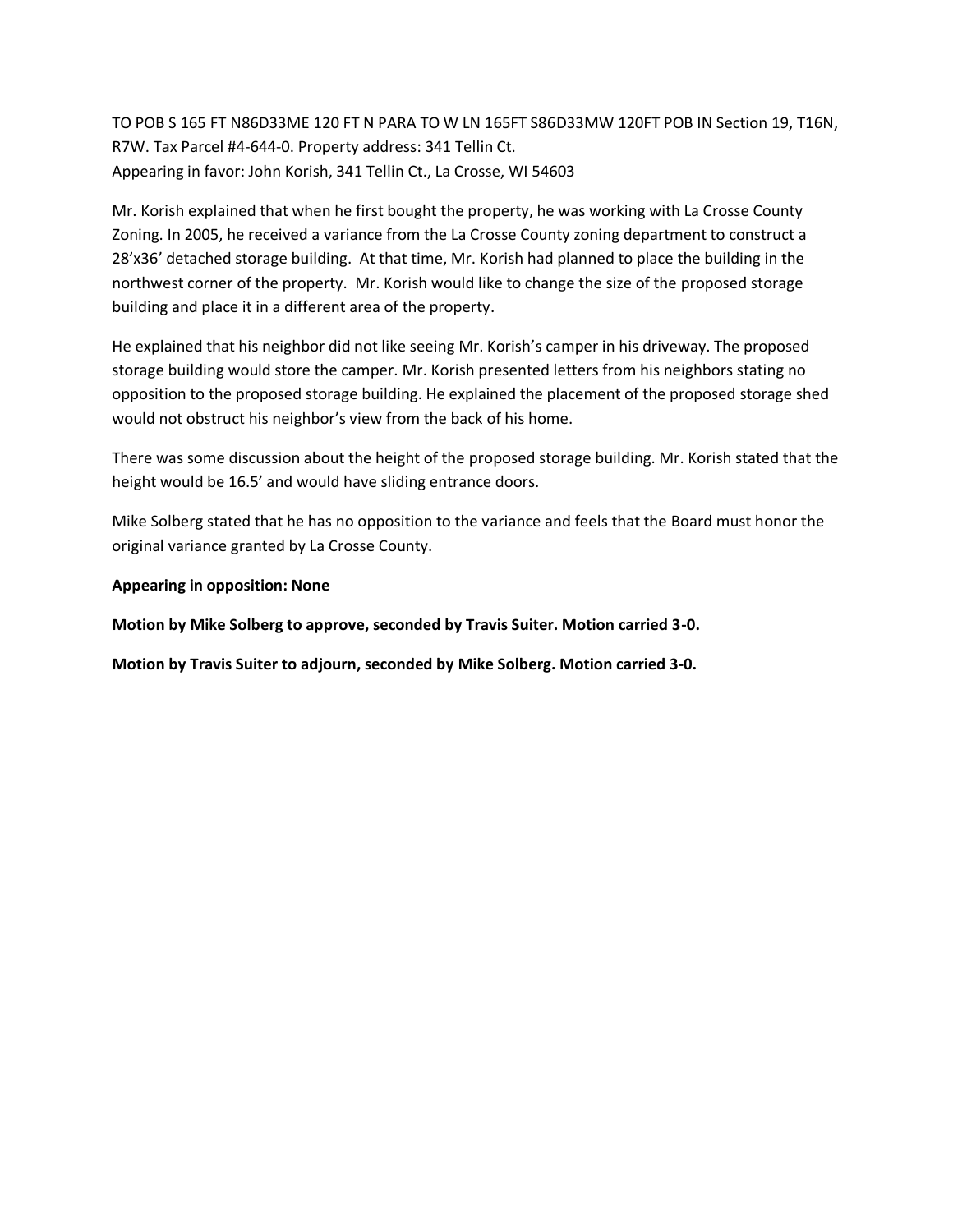TO POB S 165 FT N86D33ME 120 FT N PARA TO W LN 165FT S86D33MW 120FT POB IN Section 19, T16N, R7W. Tax Parcel #4-644-0. Property address: 341 Tellin Ct.
Appearing in favor: John Korish, 341 Tellin Ct., La Crosse, WI 54603

Mr. Korish explained that when he first bought the property, he was working with La Crosse County Zoning. In 2005, he received a variance from the La Crosse County zoning department to construct a 28'x36' detached storage building. At that time, Mr. Korish had planned to place the building in the northwest corner of the property. Mr. Korish would like to change the size of the proposed storage building and place it in a different area of the property.

He explained that his neighbor did not like seeing Mr. Korish's camper in his driveway. The proposed storage building would store the camper. Mr. Korish presented letters from his neighbors stating no opposition to the proposed storage building. He explained the placement of the proposed storage shed would not obstruct his neighbor's view from the back of his home.

There was some discussion about the height of the proposed storage building. Mr. Korish stated that the height would be 16.5' and would have sliding entrance doors.

Mike Solberg stated that he has no opposition to the variance and feels that the Board must honor the original variance granted by La Crosse County.

**Appearing in opposition: None**

**Motion by Mike Solberg to approve, seconded by Travis Suiter. Motion carried 3-0.**

**Motion by Travis Suiter to adjourn, seconded by Mike Solberg. Motion carried 3-0.**